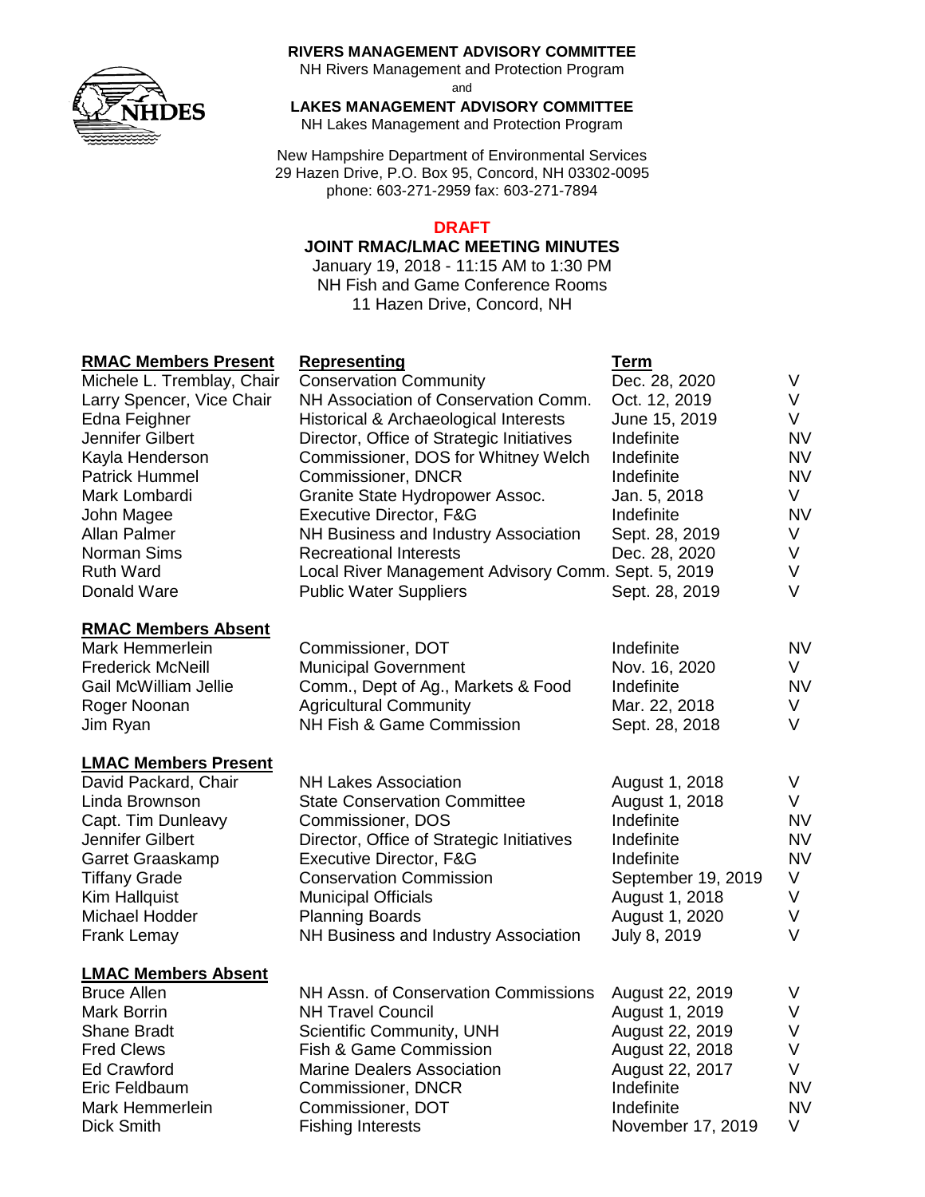**RIVERS MANAGEMENT ADVISORY COMMITTEE**
NH Rivers Management and Protection Program
and
**LAKES MANAGEMENT ADVISORY COMMITTEE**
NH Lakes Management and Protection Program

New Hampshire Department of Environmental Services
29 Hazen Drive, P.O. Box 95, Concord, NH 03302-0095
phone: 603-271-2959 fax: 603-271-7894

**DRAFT**

# JOINT RMAC/LMAC MEETING MINUTES

January 19, 2018 - 11:15 AM to 1:30 PM
NH Fish and Game Conference Rooms
11 Hazen Drive, Concord, NH

| RMAC Members Present | Representing | Term | |
|---|---|---|---|
| Michele L. Tremblay, Chair | Conservation Community | Dec. 28, 2020 | V |
| Larry Spencer, Vice Chair | NH Association of Conservation Comm. | Oct. 12, 2019 | V |
| Edna Feighner | Historical & Archaeological Interests | June 15, 2019 | V |
| Jennifer Gilbert | Director, Office of Strategic Initiatives | Indefinite | NV |
| Kayla Henderson | Commissioner, DOS for Whitney Welch | Indefinite | NV |
| Patrick Hummel | Commissioner, DNCR | Indefinite | NV |
| Mark Lombardi | Granite State Hydropower Assoc. | Jan. 5, 2018 | V |
| John Magee | Executive Director, F&G | Indefinite | NV |
| Allan Palmer | NH Business and Industry Association | Sept. 28, 2019 | V |
| Norman Sims | Recreational Interests | Dec. 28, 2020 | V |
| Ruth Ward | Local River Management Advisory Comm. | Sept. 5, 2019 | V |
| Donald Ware | Public Water Suppliers | Sept. 28, 2019 | V |

| RMAC Members Absent | | | |
|---|---|---|---|
| Mark Hemmerlein | Commissioner, DOT | Indefinite | NV |
| Frederick McNeill | Municipal Government | Nov. 16, 2020 | V |
| Gail McWilliam Jellie | Comm., Dept of Ag., Markets & Food | Indefinite | NV |
| Roger Noonan | Agricultural Community | Mar. 22, 2018 | V |
| Jim Ryan | NH Fish & Game Commission | Sept. 28, 2018 | V |

| LMAC Members Present | | | |
|---|---|---|---|
| David Packard, Chair | NH Lakes Association | August 1, 2018 | V |
| Linda Brownson | State Conservation Committee | August 1, 2018 | V |
| Capt. Tim Dunleavy | Commissioner, DOS | Indefinite | NV |
| Jennifer Gilbert | Director, Office of Strategic Initiatives | Indefinite | NV |
| Garret Graaskamp | Executive Director, F&G | Indefinite | NV |
| Tiffany Grade | Conservation Commission | September 19, 2019 | V |
| Kim Hallquist | Municipal Officials | August 1, 2018 | V |
| Michael Hodder | Planning Boards | August 1, 2020 | V |
| Frank Lemay | NH Business and Industry Association | July 8, 2019 | V |

| LMAC Members Absent | | | |
|---|---|---|---|
| Bruce Allen | NH Assn. of Conservation Commissions | August 22, 2019 | V |
| Mark Borrin | NH Travel Council | August 1, 2019 | V |
| Shane Bradt | Scientific Community, UNH | August 22, 2019 | V |
| Fred Clews | Fish & Game Commission | August 22, 2018 | V |
| Ed Crawford | Marine Dealers Association | August 22, 2017 | V |
| Eric Feldbaum | Commissioner, DNCR | Indefinite | NV |
| Mark Hemmerlein | Commissioner, DOT | Indefinite | NV |
| Dick Smith | Fishing Interests | November 17, 2019 | V |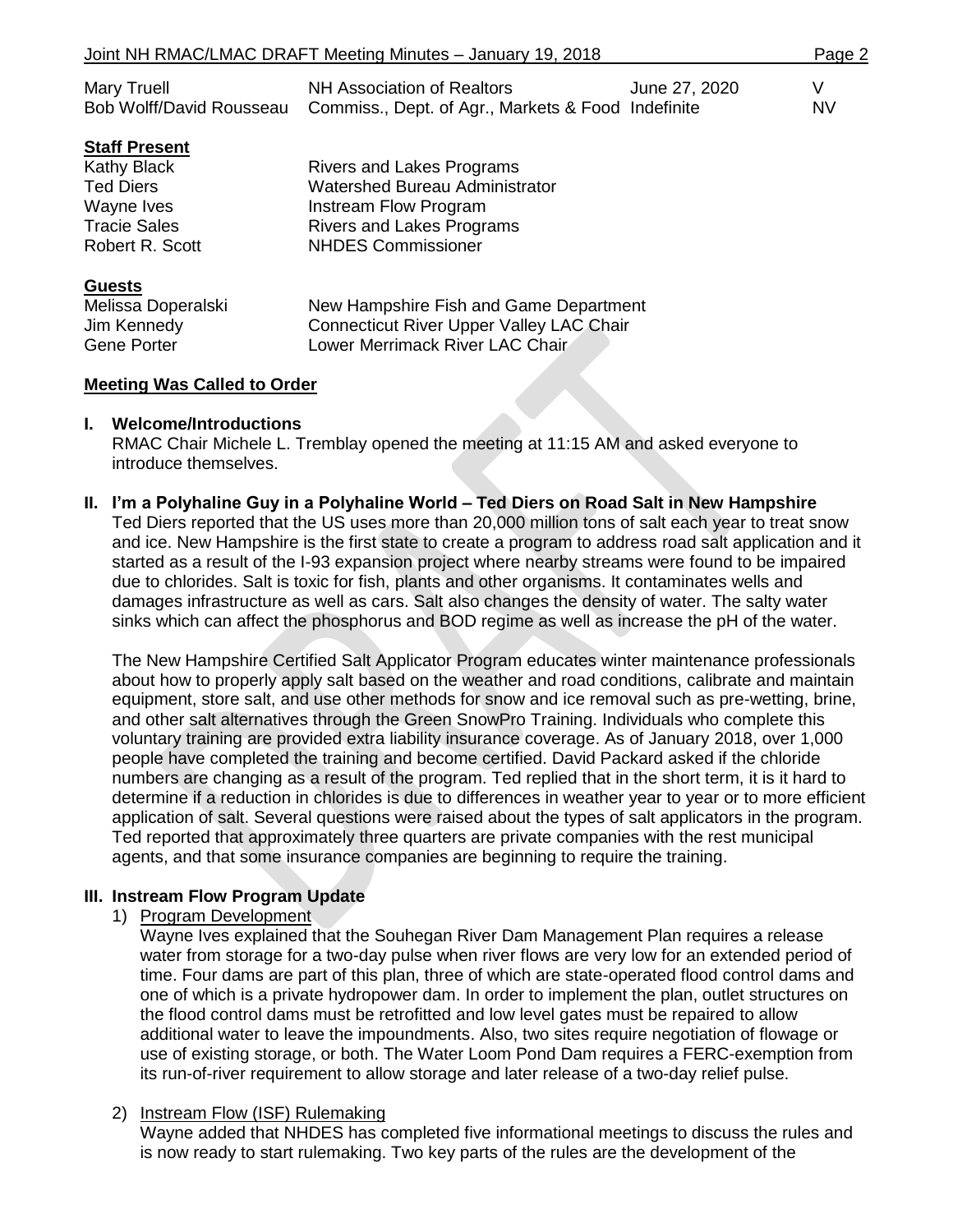| | | | |
|---|---|---|---|
| Mary Truell | NH Association of Realtors | June 27, 2020 | V |
| Bob Wolff/David Rousseau | Commiss., Dept. of Agr., Markets & Food | Indefinite | NV |

**Staff Present**

| | |
|---|---|
| Kathy Black | Rivers and Lakes Programs |
| Ted Diers | Watershed Bureau Administrator |
| Wayne Ives | Instream Flow Program |
| Tracie Sales | Rivers and Lakes Programs |
| Robert R. Scott | NHDES Commissioner |

**Guests**

| | |
|---|---|
| Melissa Doperalski | New Hampshire Fish and Game Department |
| Jim Kennedy | Connecticut River Upper Valley LAC Chair |
| Gene Porter | Lower Merrimack River LAC Chair |

**Meeting Was Called to Order**

**I. Welcome/Introductions**

RMAC Chair Michele L. Tremblay opened the meeting at 11:15 AM and asked everyone to introduce themselves.

**II. I'm a Polyhaline Guy in a Polyhaline World – Ted Diers on Road Salt in New Hampshire**

Ted Diers reported that the US uses more than 20,000 million tons of salt each year to treat snow and ice. New Hampshire is the first state to create a program to address road salt application and it started as a result of the I-93 expansion project where nearby streams were found to be impaired due to chlorides. Salt is toxic for fish, plants and other organisms. It contaminates wells and damages infrastructure as well as cars. Salt also changes the density of water. The salty water sinks which can affect the phosphorus and BOD regime as well as increase the pH of the water.

The New Hampshire Certified Salt Applicator Program educates winter maintenance professionals about how to properly apply salt based on the weather and road conditions, calibrate and maintain equipment, store salt, and use other methods for snow and ice removal such as pre-wetting, brine, and other salt alternatives through the Green SnowPro Training. Individuals who complete this voluntary training are provided extra liability insurance coverage. As of January 2018, over 1,000 people have completed the training and become certified. David Packard asked if the chloride numbers are changing as a result of the program. Ted replied that in the short term, it is it hard to determine if a reduction in chlorides is due to differences in weather year to year or to more efficient application of salt. Several questions were raised about the types of salt applicators in the program. Ted reported that approximately three quarters are private companies with the rest municipal agents, and that some insurance companies are beginning to require the training.

**III. Instream Flow Program Update**

1) Program Development

Wayne Ives explained that the Souhegan River Dam Management Plan requires a release water from storage for a two-day pulse when river flows are very low for an extended period of time. Four dams are part of this plan, three of which are state-operated flood control dams and one of which is a private hydropower dam. In order to implement the plan, outlet structures on the flood control dams must be retrofitted and low level gates must be repaired to allow additional water to leave the impoundments. Also, two sites require negotiation of flowage or use of existing storage, or both. The Water Loom Pond Dam requires a FERC-exemption from its run-of-river requirement to allow storage and later release of a two-day relief pulse.

2) Instream Flow (ISF) Rulemaking

Wayne added that NHDES has completed five informational meetings to discuss the rules and is now ready to start rulemaking. Two key parts of the rules are the development of the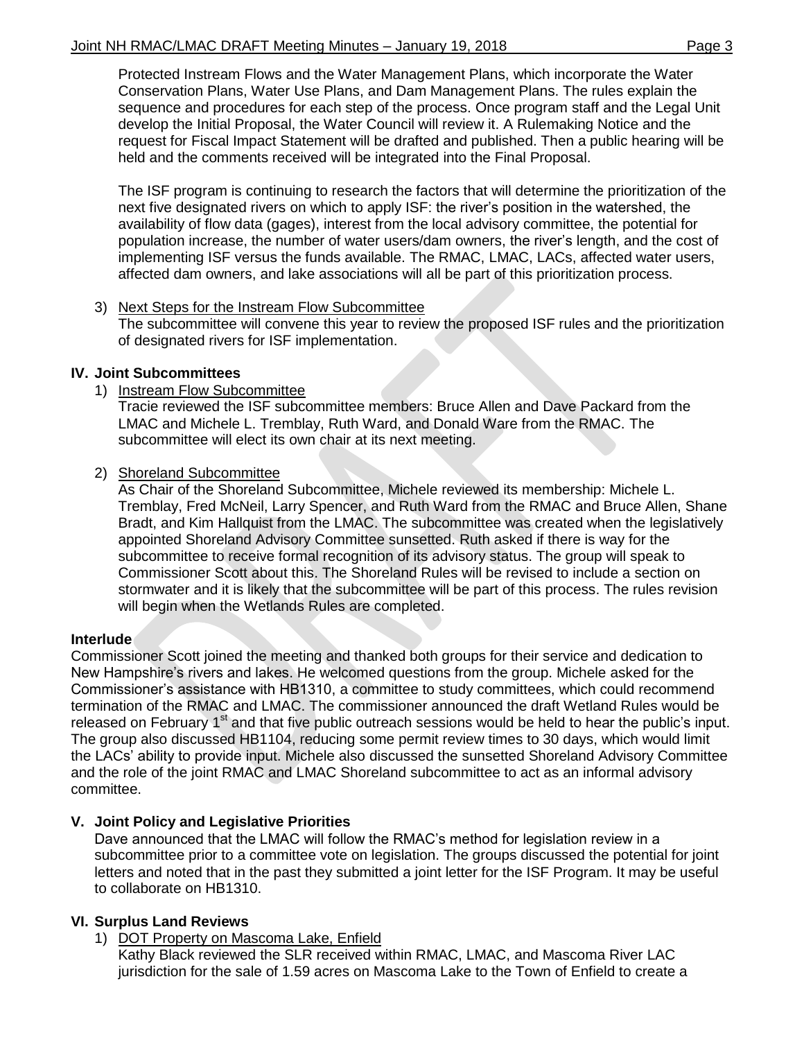Protected Instream Flows and the Water Management Plans, which incorporate the Water Conservation Plans, Water Use Plans, and Dam Management Plans. The rules explain the sequence and procedures for each step of the process. Once program staff and the Legal Unit develop the Initial Proposal, the Water Council will review it. A Rulemaking Notice and the request for Fiscal Impact Statement will be drafted and published. Then a public hearing will be held and the comments received will be integrated into the Final Proposal.

The ISF program is continuing to research the factors that will determine the prioritization of the next five designated rivers on which to apply ISF: the river's position in the watershed, the availability of flow data (gages), interest from the local advisory committee, the potential for population increase, the number of water users/dam owners, the river's length, and the cost of implementing ISF versus the funds available. The RMAC, LMAC, LACs, affected water users, affected dam owners, and lake associations will all be part of this prioritization process.

3) Next Steps for the Instream Flow Subcommittee
The subcommittee will convene this year to review the proposed ISF rules and the prioritization of designated rivers for ISF implementation.

## IV. Joint Subcommittees

1) Instream Flow Subcommittee
Tracie reviewed the ISF subcommittee members: Bruce Allen and Dave Packard from the LMAC and Michele L. Tremblay, Ruth Ward, and Donald Ware from the RMAC. The subcommittee will elect its own chair at its next meeting.

2) Shoreland Subcommittee
As Chair of the Shoreland Subcommittee, Michele reviewed its membership: Michele L. Tremblay, Fred McNeil, Larry Spencer, and Ruth Ward from the RMAC and Bruce Allen, Shane Bradt, and Kim Hallquist from the LMAC. The subcommittee was created when the legislatively appointed Shoreland Advisory Committee sunsetted. Ruth asked if there is way for the subcommittee to receive formal recognition of its advisory status. The group will speak to Commissioner Scott about this. The Shoreland Rules will be revised to include a section on stormwater and it is likely that the subcommittee will be part of this process. The rules revision will begin when the Wetlands Rules are completed.

### Interlude

Commissioner Scott joined the meeting and thanked both groups for their service and dedication to New Hampshire's rivers and lakes. He welcomed questions from the group. Michele asked for the Commissioner's assistance with HB1310, a committee to study committees, which could recommend termination of the RMAC and LMAC. The commissioner announced the draft Wetland Rules would be released on February 1st and that five public outreach sessions would be held to hear the public's input. The group also discussed HB1104, reducing some permit review times to 30 days, which would limit the LACs' ability to provide input. Michele also discussed the sunsetted Shoreland Advisory Committee and the role of the joint RMAC and LMAC Shoreland subcommittee to act as an informal advisory committee.

## V. Joint Policy and Legislative Priorities

Dave announced that the LMAC will follow the RMAC's method for legislation review in a subcommittee prior to a committee vote on legislation. The groups discussed the potential for joint letters and noted that in the past they submitted a joint letter for the ISF Program. It may be useful to collaborate on HB1310.

## VI. Surplus Land Reviews

1) DOT Property on Mascoma Lake, Enfield
Kathy Black reviewed the SLR received within RMAC, LMAC, and Mascoma River LAC jurisdiction for the sale of 1.59 acres on Mascoma Lake to the Town of Enfield to create a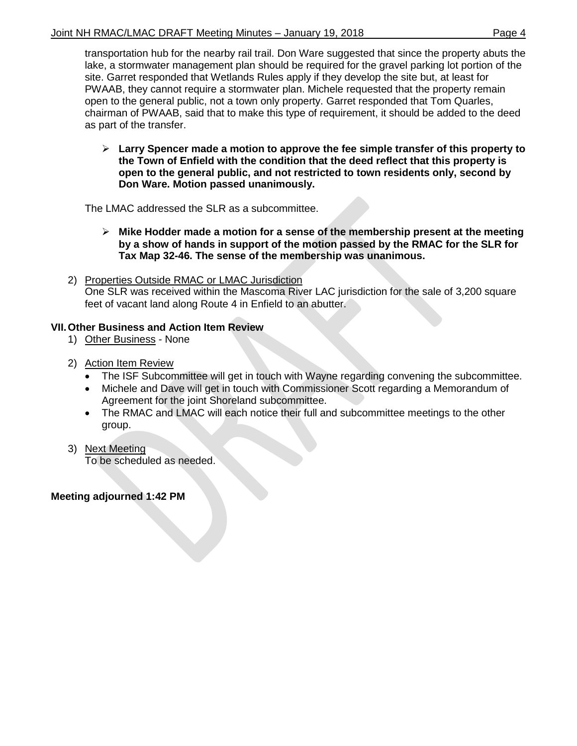transportation hub for the nearby rail trail. Don Ware suggested that since the property abuts the lake, a stormwater management plan should be required for the gravel parking lot portion of the site. Garret responded that Wetlands Rules apply if they develop the site but, at least for PWAAB, they cannot require a stormwater plan. Michele requested that the property remain open to the general public, not a town only property. Garret responded that Tom Quarles, chairman of PWAAB, said that to make this type of requirement, it should be added to the deed as part of the transfer.

- **Larry Spencer made a motion to approve the fee simple transfer of this property to the Town of Enfield with the condition that the deed reflect that this property is open to the general public, and not restricted to town residents only, second by Don Ware. Motion passed unanimously.**

The LMAC addressed the SLR as a subcommittee.

- **Mike Hodder made a motion for a sense of the membership present at the meeting by a show of hands in support of the motion passed by the RMAC for the SLR for Tax Map 32-46. The sense of the membership was unanimous.**

2) Properties Outside RMAC or LMAC Jurisdiction
One SLR was received within the Mascoma River LAC jurisdiction for the sale of 3,200 square feet of vacant land along Route 4 in Enfield to an abutter.

## VII. Other Business and Action Item Review

1) Other Business - None

2) Action Item Review
   - The ISF Subcommittee will get in touch with Wayne regarding convening the subcommittee.
   - Michele and Dave will get in touch with Commissioner Scott regarding a Memorandum of Agreement for the joint Shoreland subcommittee.
   - The RMAC and LMAC will each notice their full and subcommittee meetings to the other group.

3) Next Meeting
To be scheduled as needed.

**Meeting adjourned 1:42 PM**